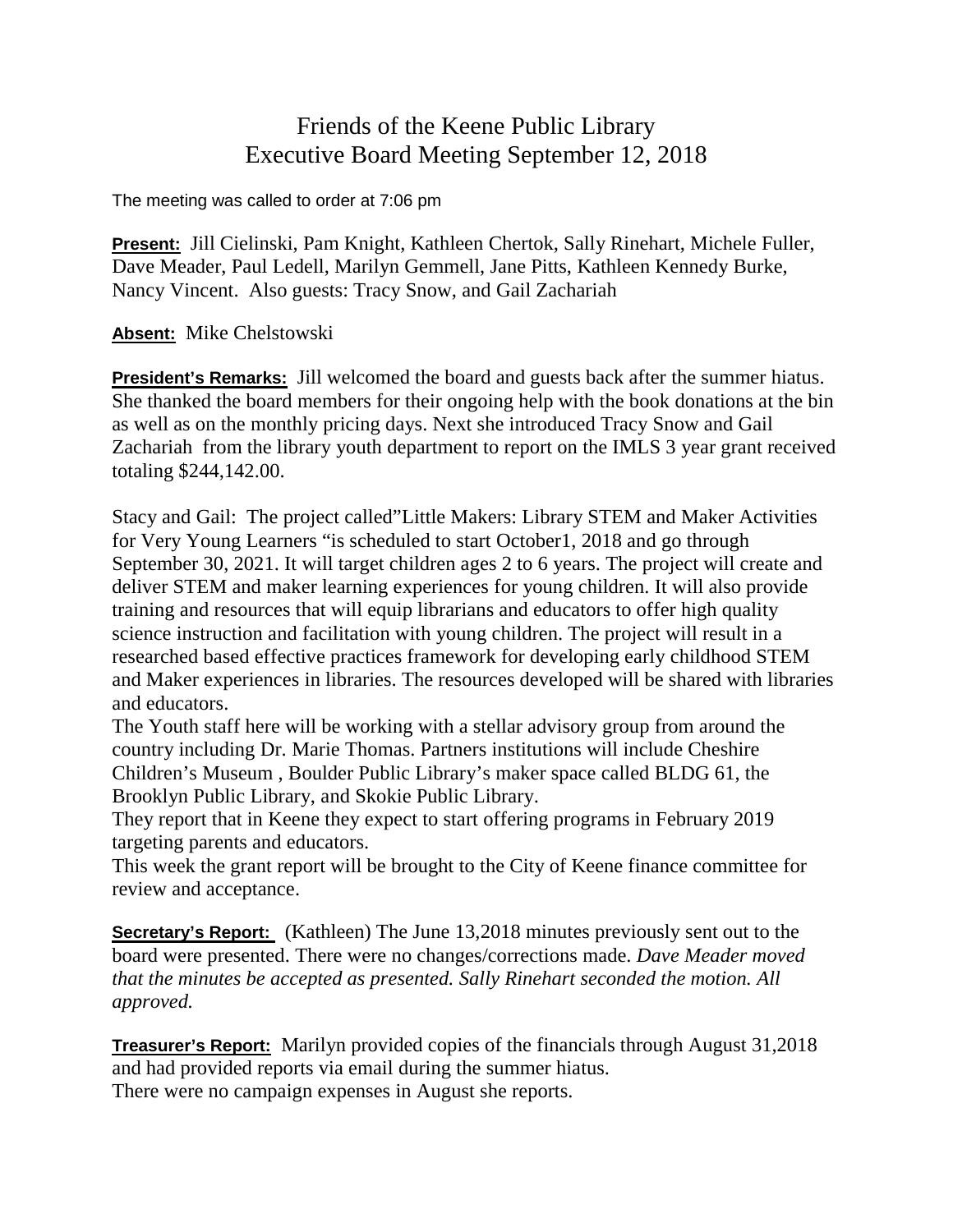# Friends of the Keene Public Library
## Executive Board Meeting September 12, 2018

The meeting was called to order at 7:06 pm

**Present:** Jill Cielinski, Pam Knight, Kathleen Chertok, Sally Rinehart, Michele Fuller, Dave Meader, Paul Ledell, Marilyn Gemmell, Jane Pitts, Kathleen Kennedy Burke, Nancy Vincent. Also guests: Tracy Snow, and Gail Zachariah

**Absent:** Mike Chelstowski

**President's Remarks:** Jill welcomed the board and guests back after the summer hiatus. She thanked the board members for their ongoing help with the book donations at the bin as well as on the monthly pricing days. Next she introduced Tracy Snow and Gail Zachariah from the library youth department to report on the IMLS 3 year grant received totaling $244,142.00.

Stacy and Gail: The project called"Little Makers: Library STEM and Maker Activities for Very Young Learners "is scheduled to start October1, 2018 and go through September 30, 2021. It will target children ages 2 to 6 years. The project will create and deliver STEM and maker learning experiences for young children. It will also provide training and resources that will equip librarians and educators to offer high quality science instruction and facilitation with young children. The project will result in a researched based effective practices framework for developing early childhood STEM and Maker experiences in libraries. The resources developed will be shared with libraries and educators.
The Youth staff here will be working with a stellar advisory group from around the country including Dr. Marie Thomas. Partners institutions will include Cheshire Children's Museum , Boulder Public Library's maker space called BLDG 61, the Brooklyn Public Library, and Skokie Public Library.
They report that in Keene they expect to start offering programs in February 2019 targeting parents and educators.
This week the grant report will be brought to the City of Keene finance committee for review and acceptance.

**Secretary's Report:** (Kathleen) The June 13,2018 minutes previously sent out to the board were presented. There were no changes/corrections made. *Dave Meader moved that the minutes be accepted as presented. Sally Rinehart seconded the motion. All approved.*

**Treasurer's Report:** Marilyn provided copies of the financials through August 31,2018 and had provided reports via email during the summer hiatus.
There were no campaign expenses in August she reports.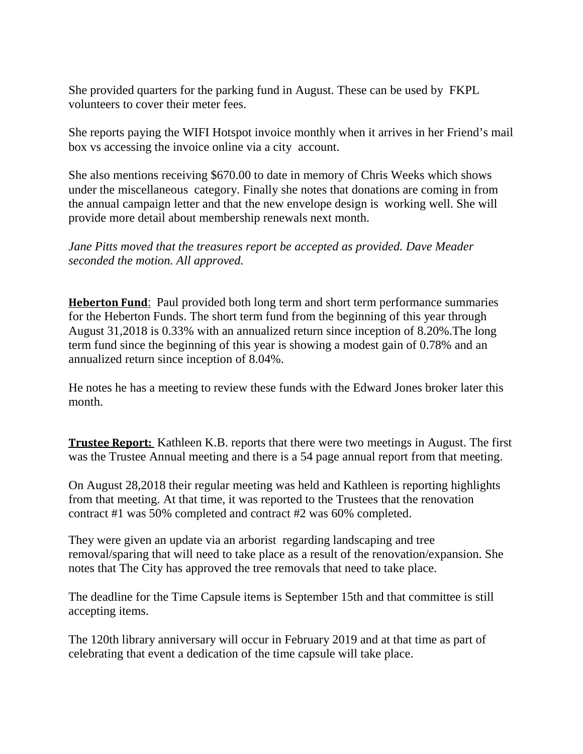She provided quarters for the parking fund in August. These can be used by FKPL volunteers to cover their meter fees.

She reports paying the WIFI Hotspot invoice monthly when it arrives in her Friend's mail box vs accessing the invoice online via a city account.

She also mentions receiving $670.00 to date in memory of Chris Weeks which shows under the miscellaneous category. Finally she notes that donations are coming in from the annual campaign letter and that the new envelope design is working well. She will provide more detail about membership renewals next month.

*Jane Pitts moved that the treasures report be accepted as provided. Dave Meader seconded the motion. All approved.*

**Heberton Fund**: Paul provided both long term and short term performance summaries for the Heberton Funds. The short term fund from the beginning of this year through August 31,2018 is 0.33% with an annualized return since inception of 8.20%.The long term fund since the beginning of this year is showing a modest gain of 0.78% and an annualized return since inception of 8.04%.

He notes he has a meeting to review these funds with the Edward Jones broker later this month.

**Trustee Report:** Kathleen K.B. reports that there were two meetings in August. The first was the Trustee Annual meeting and there is a 54 page annual report from that meeting.

On August 28,2018 their regular meeting was held and Kathleen is reporting highlights from that meeting. At that time, it was reported to the Trustees that the renovation contract #1 was 50% completed and contract #2 was 60% completed.

They were given an update via an arborist regarding landscaping and tree removal/sparing that will need to take place as a result of the renovation/expansion. She notes that The City has approved the tree removals that need to take place.

The deadline for the Time Capsule items is September 15th and that committee is still accepting items.

The 120th library anniversary will occur in February 2019 and at that time as part of celebrating that event a dedication of the time capsule will take place.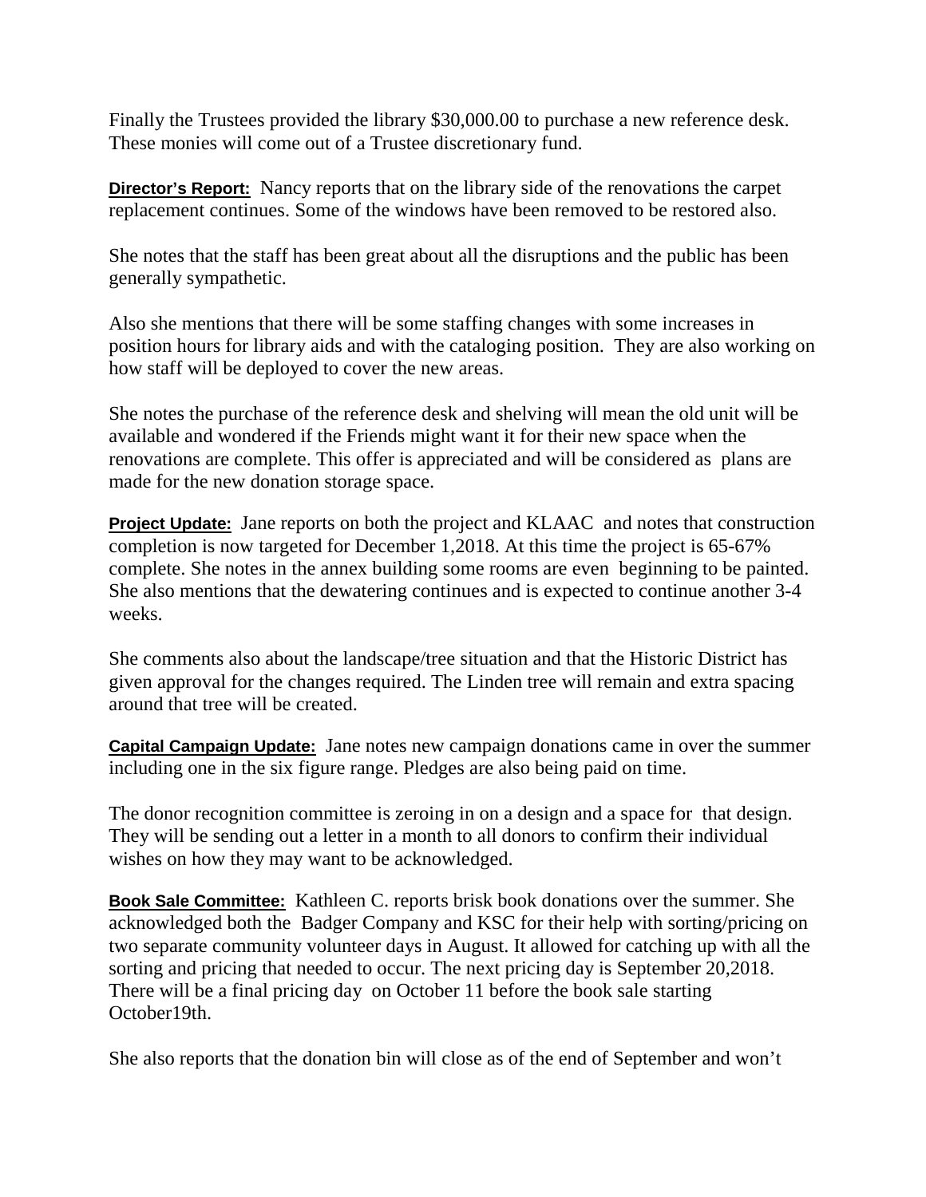Finally the Trustees provided the library $30,000.00 to purchase a new reference desk. These monies will come out of a Trustee discretionary fund.

**Director's Report:** Nancy reports that on the library side of the renovations the carpet replacement continues. Some of the windows have been removed to be restored also.

She notes that the staff has been great about all the disruptions and the public has been generally sympathetic.

Also she mentions that there will be some staffing changes with some increases in position hours for library aids and with the cataloging position. They are also working on how staff will be deployed to cover the new areas.

She notes the purchase of the reference desk and shelving will mean the old unit will be available and wondered if the Friends might want it for their new space when the renovations are complete. This offer is appreciated and will be considered as plans are made for the new donation storage space.

**Project Update:** Jane reports on both the project and KLAAC and notes that construction completion is now targeted for December 1,2018. At this time the project is 65-67% complete. She notes in the annex building some rooms are even beginning to be painted. She also mentions that the dewatering continues and is expected to continue another 3-4 weeks.

She comments also about the landscape/tree situation and that the Historic District has given approval for the changes required. The Linden tree will remain and extra spacing around that tree will be created.

**Capital Campaign Update:** Jane notes new campaign donations came in over the summer including one in the six figure range. Pledges are also being paid on time.

The donor recognition committee is zeroing in on a design and a space for that design. They will be sending out a letter in a month to all donors to confirm their individual wishes on how they may want to be acknowledged.

**Book Sale Committee:** Kathleen C. reports brisk book donations over the summer. She acknowledged both the Badger Company and KSC for their help with sorting/pricing on two separate community volunteer days in August. It allowed for catching up with all the sorting and pricing that needed to occur. The next pricing day is September 20,2018. There will be a final pricing day on October 11 before the book sale starting October19th.

She also reports that the donation bin will close as of the end of September and won't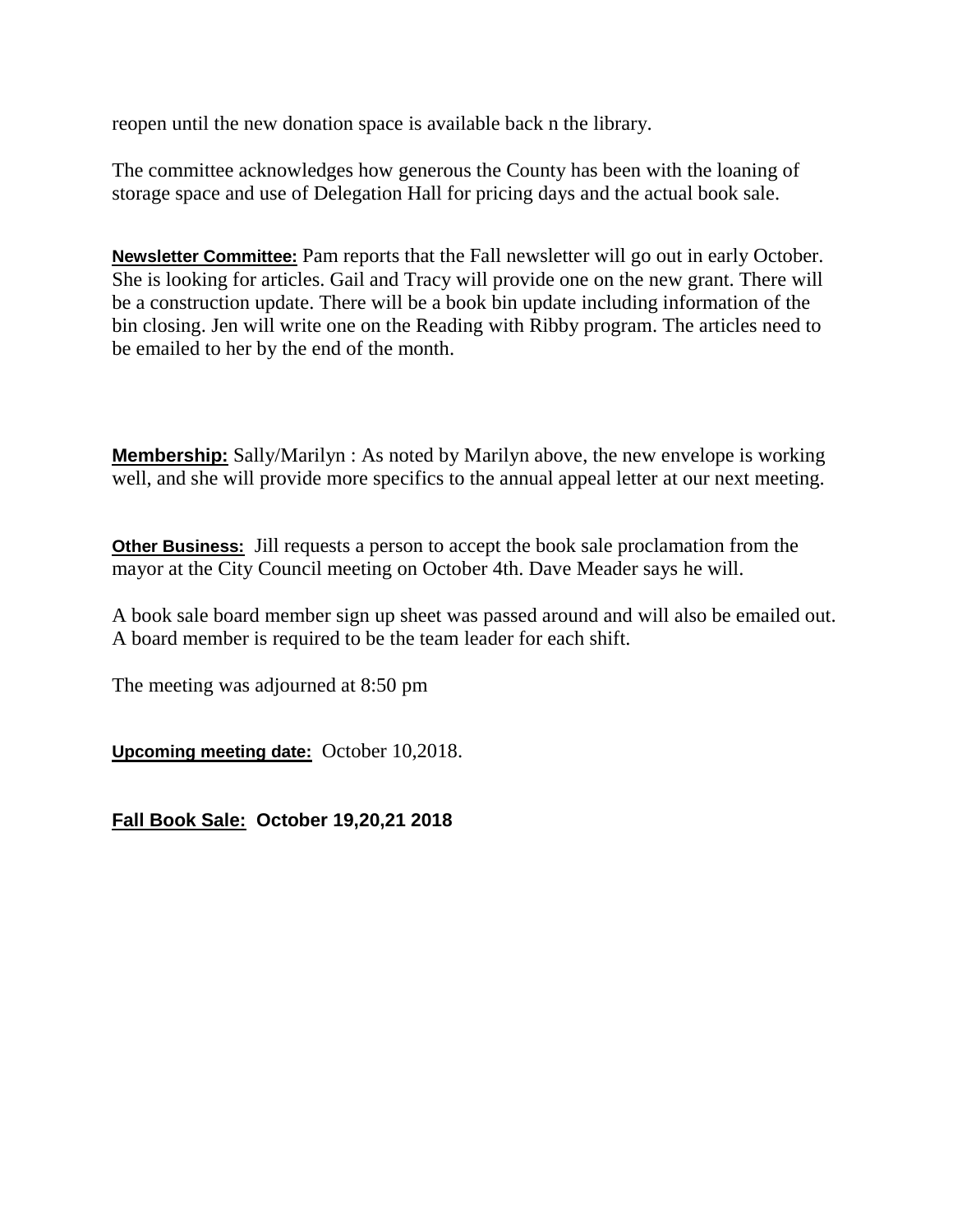reopen until the new donation space is available back n the library.

The committee acknowledges how generous the County has been with the loaning of storage space and use of Delegation Hall for pricing days and the actual book sale.

**Newsletter Committee:** Pam reports that the Fall newsletter will go out in early October. She is looking for articles. Gail and Tracy will provide one on the new grant. There will be a construction update. There will be a book bin update including information of the bin closing. Jen will write one on the Reading with Ribby program. The articles need to be emailed to her by the end of the month.

**Membership:** Sally/Marilyn : As noted by Marilyn above, the new envelope is working well, and she will provide more specifics to the annual appeal letter at our next meeting.

**Other Business:** Jill requests a person to accept the book sale proclamation from the mayor at the City Council meeting on October 4th. Dave Meader says he will.

A book sale board member sign up sheet was passed around and will also be emailed out. A board member is required to be the team leader for each shift.

The meeting was adjourned at 8:50 pm

**Upcoming meeting date:** October 10,2018.

**Fall Book Sale: October 19,20,21 2018**